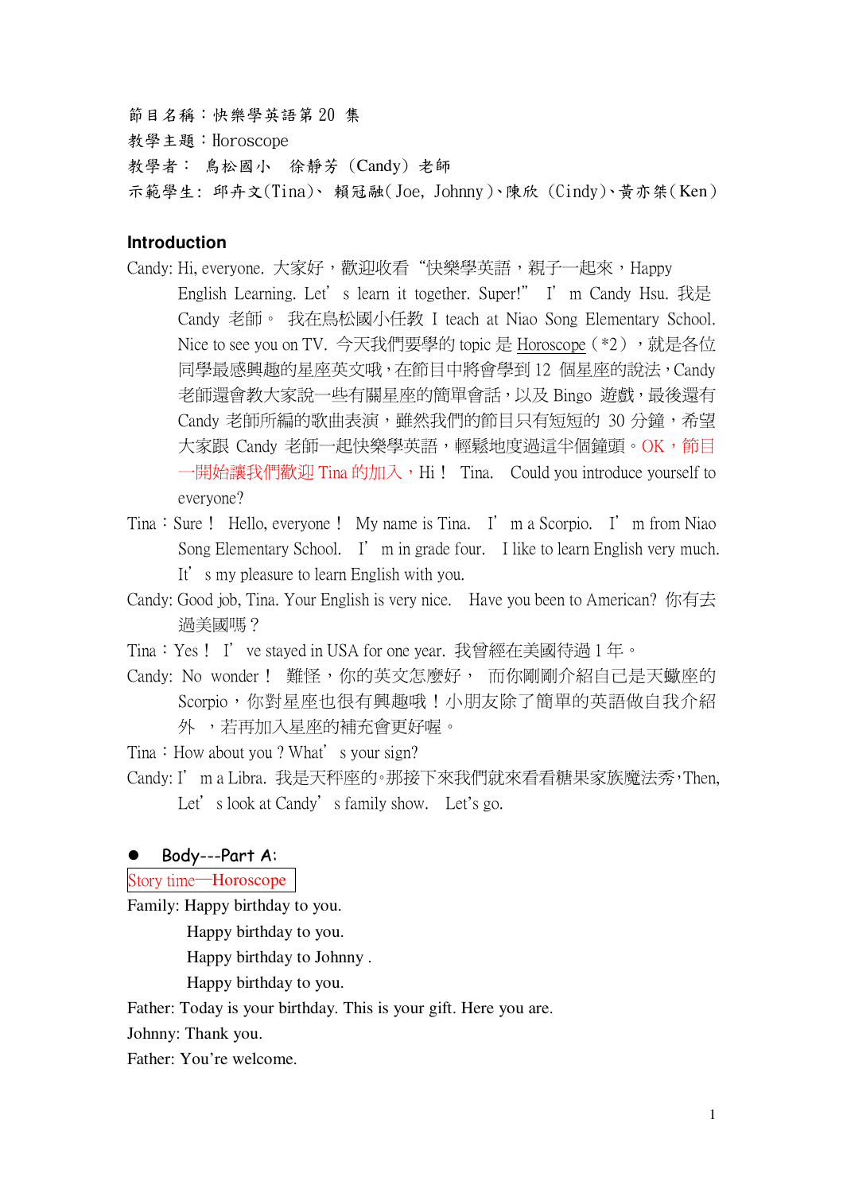節目名稱：快樂學英語第 20 集
教學主題：Horoscope
教學者： 鳥松國小 徐靜芳（Candy）老師
示範學生：邱卉文(Tina)、賴冠融(Joe, Johnny)、陳欣（Cindy)、黃亦桀(Ken)

## Introduction

Candy: Hi, everyone. 大家好，歡迎收看 "快樂學英語，親子一起來，Happy English Learning. Let' s learn it together. Super!" I' m Candy Hsu. 我是 Candy 老師。 我在鳥松國小任教 I teach at Niao Song Elementary School. Nice to see you on TV. 今天我們要學的 topic 是 Horoscope（*2），就是各位同學最感興趣的星座英文哦，在節目中將會學到 12 個星座的說法，Candy 老師還會教大家說一些有關星座的簡單會話，以及 Bingo 遊戲，最後還有 Candy 老師所編的歌曲表演，雖然我們的節目只有短短的 30 分鐘，希望大家跟 Candy 老師一起快樂學英語，輕鬆地度過這半個鐘頭。OK，節目一開始讓我們歡迎 Tina 的加入，Hi！ Tina. Could you introduce yourself to everyone?

Tina：Sure！ Hello, everyone！ My name is Tina. I' m a Scorpio. I' m from Niao Song Elementary School. I' m in grade four. I like to learn English very much. It' s my pleasure to learn English with you.

Candy: Good job, Tina. Your English is very nice. Have you been to American? 你有去過美國嗎？

Tina：Yes！ I' ve stayed in USA for one year. 我曾經在美國待過 1 年。

Candy: No wonder！ 難怪，你的英文怎麼好， 而你剛剛介紹自己是天蠍座的 Scorpio，你對星座也很有興趣哦！小朋友除了簡單的英語做自我介紹外 ，若再加入星座的補充會更好喔。

Tina：How about you ? What' s your sign?

Candy: I' m a Libra. 我是天秤座的。那接下來我們就來看看糖果家族魔法秀，Then, Let' s look at Candy' s family show. Let's go.

- **Body---Part A:**

Story time—Horoscope

Family: Happy birthday to you.
Happy birthday to you.
Happy birthday to Johnny .
Happy birthday to you.

Father: Today is your birthday. This is your gift. Here you are.

Johnny: Thank you.

Father: You're welcome.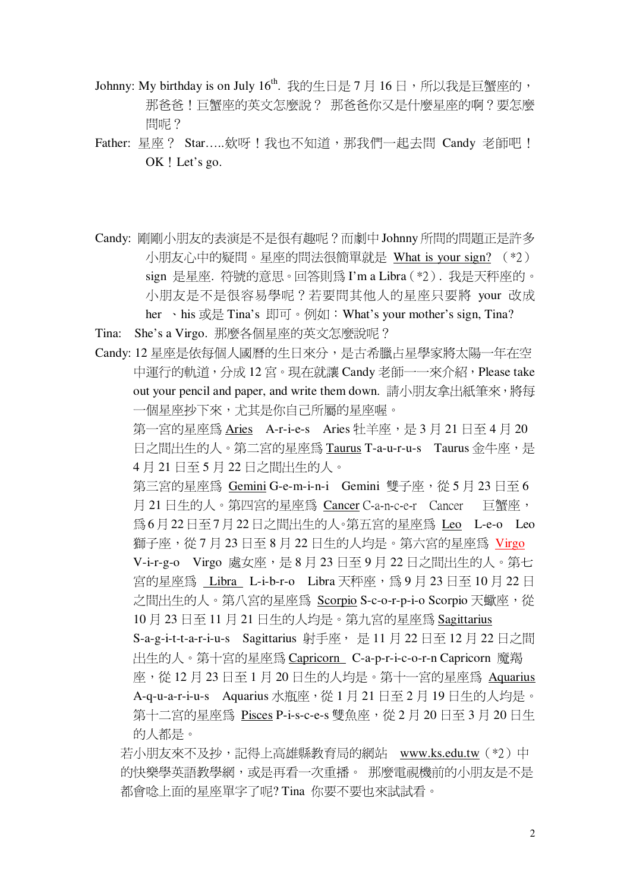Johnny: My birthday is on July 16th. 我的生日是 7 月 16 日，所以我是巨蟹座的，那爸爸！巨蟹座的英文怎麼說？ 那爸爸你又是什麼星座的啊？要怎麼問呢？

Father: 星座？ Star.....欸呀！我也不知道，那我們一起去問 Candy 老師吧！OK！Let's go.

Candy: 剛剛小朋友的表演是不是很有趣呢？而劇中 Johnny 所問的問題正是許多小朋友心中的疑問。星座的問法很簡單就是 What is your sign? （*2） sign 是星座. 符號的意思。回答則為 I'm a Libra（*2）. 我是天秤座的。小朋友是不是很容易學呢？若要問其他人的星座只要將 your 改成 her 、his 或是 Tina's 即可。例如：What's your mother's sign, Tina?

Tina: She's a Virgo. 那麼各個星座的英文怎麼說呢？

Candy: 12 星座是依每個人國曆的生日來分，是古希臘占星學家將太陽一年在空中運行的軌道，分成 12 宮。現在就讓 Candy 老師一一來介紹，Please take out your pencil and paper, and write them down. 請小朋友拿出紙筆來，將每一個星座抄下來，尤其是你自己所屬的星座喔。

第一宮的星座為 Aries A-r-i-e-s Aries 牡羊座，是 3 月 21 日至 4 月 20 日之間出生的人。第二宮的星座為 Taurus T-a-u-r-u-s Taurus 金牛座，是 4 月 21 日至 5 月 22 日之間出生的人。

第三宮的星座為 Gemini G-e-m-i-n-i Gemini 雙子座，從 5 月 23 日至 6 月 21 日生的人。第四宮的星座為 Cancer C-a-n-c-e-r Cancer 巨蟹座，為 6 月 22 日至 7 月 22 日之間出生的人。第五宮的星座為 Leo L-e-o Leo 獅子座，從 7 月 23 日至 8 月 22 日生的人均是。第六宮的星座為 Virgo V-i-r-g-o Virgo 處女座，是 8 月 23 日至 9 月 22 日之間出生的人。第七宮的星座為 Libra L-i-b-r-o Libra 天秤座，為 9 月 23 日至 10 月 22 日之間出生的人。第八宮的星座為 Scorpio S-c-o-r-p-i-o Scorpio 天蠍座，從 10 月 23 日至 11 月 21 日生的人均是。第九宮的星座為 Sagittarius S-a-g-i-t-t-a-r-i-u-s Sagittarius 射手座， 是 11 月 22 日至 12 月 22 日之間出生的人。第十宮的星座為 Capricorn C-a-p-r-i-c-o-r-n Capricorn 魔羯座，從 12 月 23 日至 1 月 20 日生的人均是。第十一宮的星座為 Aquarius A-q-u-a-r-i-u-s Aquarius 水瓶座，從 1 月 21 日至 2 月 19 日生的人均是。第十二宮的星座為 Pisces P-i-s-c-e-s 雙魚座，從 2 月 20 日至 3 月 20 日生的人都是。

若小朋友來不及抄，記得上高雄縣教育局的網站 www.ks.edu.tw（*2）中的快樂學英語教學網，或是再看一次重播。 那麼電視機前的小朋友是不是都會唸上面的星座單字了呢? Tina 你要不要也來試試看。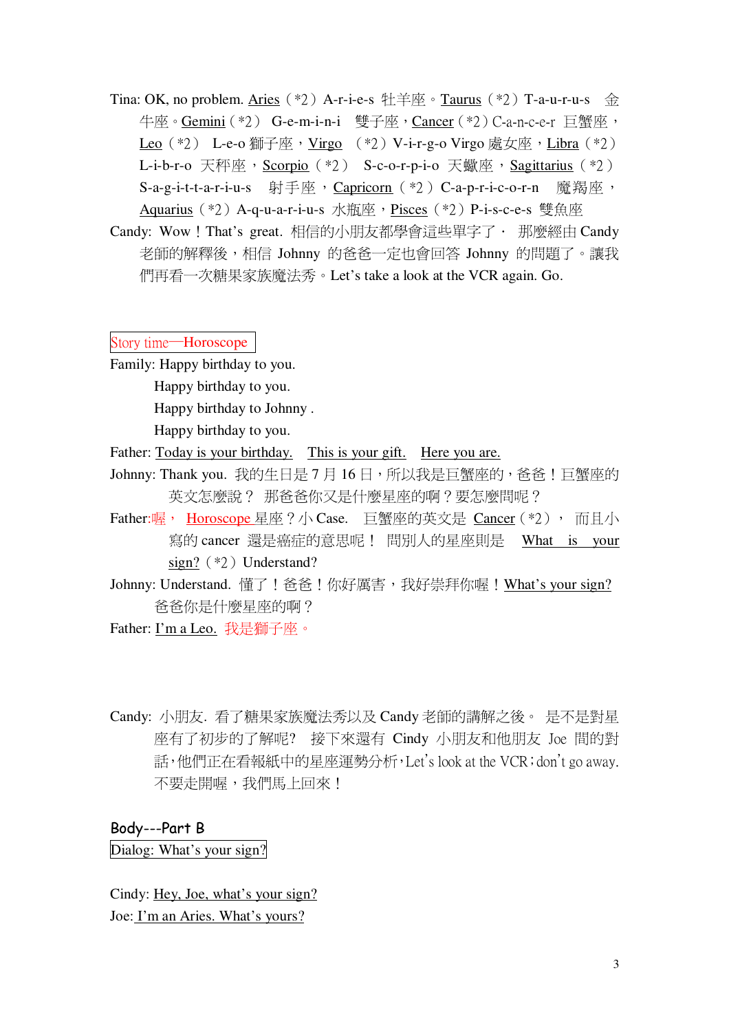Tina: OK, no problem. Aries（*2）A-r-i-e-s 牡羊座。Taurus（*2）T-a-u-r-u-s 金牛座。Gemini（*2） G-e-m-i-n-i 雙子座，Cancer（*2）C-a-n-c-e-r 巨蟹座，Leo（*2） L-e-o 獅子座，Virgo （*2）V-i-r-g-o Virgo 處女座，Libra（*2）L-i-b-r-o 天秤座，Scorpio（*2） S-c-o-r-p-i-o 天蠍座，Sagittarius（*2）S-a-g-i-t-t-a-r-i-u-s 射手座，Capricorn（*2）C-a-p-r-i-c-o-r-n 魔羯座，Aquarius（*2）A-q-u-a-r-i-u-s 水瓶座，Pisces（*2）P-i-s-c-e-s 雙魚座

Candy: Wow！That's great. 相信的小朋友都學會這些單字了． 那麼經由 Candy 老師的解釋後，相信 Johnny 的爸爸一定也會回答 Johnny 的問題了。讓我們再看一次糖果家族魔法秀。Let's take a look at the VCR again. Go.

**Story time—Horoscope**

Family: Happy birthday to you.
Happy birthday to you.
Happy birthday to Johnny .
Happy birthday to you.

Father: Today is your birthday. This is your gift. Here you are.

Johnny: Thank you. 我的生日是 7 月 16 日，所以我是巨蟹座的，爸爸！巨蟹座的英文怎麼說？ 那爸爸你又是什麼星座的啊？要怎麼問呢？

Father:喔， Horoscope 星座？小 Case. 巨蟹座的英文是 Cancer（*2）， 而且小寫的 cancer 還是癌症的意思呢！ 問別人的星座則是 What is your sign?（*2）Understand?

Johnny: Understand. 懂了！爸爸！你好厲害，我好崇拜你喔！What's your sign? 爸爸你是什麼星座的啊？

Father: I'm a Leo. 我是獅子座。

Candy: 小朋友. 看了糖果家族魔法秀以及 Candy 老師的講解之後。 是不是對星座有了初步的了解呢? 接下來還有 Cindy 小朋友和他朋友 Joe 間的對話，他們正在看報紙中的星座運勢分析，Let's look at the VCR；don't go away. 不要走開喔，我們馬上回來！

## Body---Part B

**Dialog: What's your sign?**

Cindy: Hey, Joe, what's your sign?

Joe: I'm an Aries. What's yours?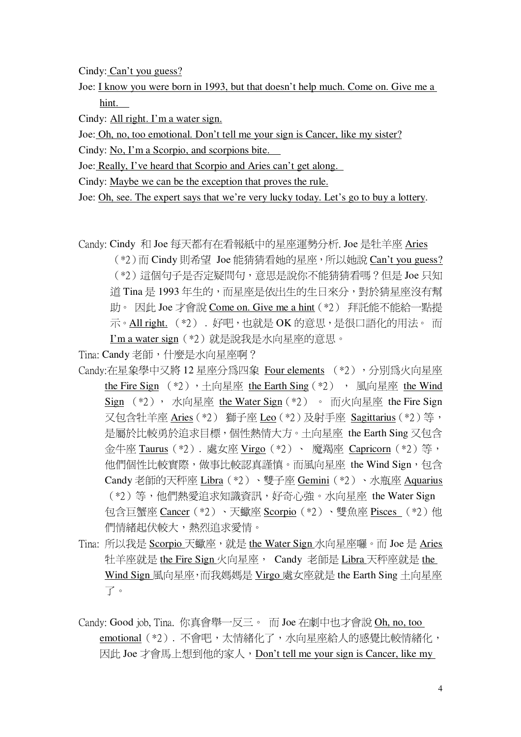Cindy: Can't you guess?

Joe: I know you were born in 1993, but that doesn't help much. Come on. Give me a hint.

Cindy: All right. I'm a water sign.

Joe: Oh, no, too emotional. Don't tell me your sign is Cancer, like my sister?

Cindy: No, I'm a Scorpio, and scorpions bite.

Joe: Really, I've heard that Scorpio and Aries can't get along.

Cindy: Maybe we can be the exception that proves the rule.

Joe: Oh, see. The expert says that we're very lucky today. Let's go to buy a lottery.

Candy: Cindy 和 Joe 每天都有在看報紙中的星座運勢分析. Joe 是牡羊座 Aries（*2）而 Cindy 則希望 Joe 能猜猜看她的星座，所以她說 Can't you guess?（*2）這個句子是否定疑問句，意思是說你不能猜猜看嗎？但是 Joe 只知道 Tina 是 1993 年生的，而星座是依出生的生日來分，對於猜星座沒有幫助。 因此 Joe 才會說 Come on. Give me a hint（*2） 拜託能不能給一點提示。All right.（*2）. 好吧，也就是 OK 的意思，是很口語化的用法。 而 I'm a water sign（*2）就是說我是水向星座的意思。

Tina: Candy 老師，什麼是水向星座啊？

Candy:在星象學中又將 12 星座分爲四象 Four elements （*2），分別爲火向星座 the Fire Sign （*2），土向星座 the Earth Sing（*2）， 風向星座 the Wind Sign （*2）， 水向星座 the Water Sign（*2） 。 而火向星座 the Fire Sign 又包含牡羊座 Aries（*2） 獅子座 Leo（*2）及射手座 Sagittarius（*2）等，是屬於比較勇於追求目標，個性熱情大方。土向星座 the Earth Sing 又包含金牛座 Taurus（*2）. 處女座 Virgo（*2）、 魔羯座 Capricorn（*2）等，他們個性比較實際，做事比較認真謹慎。而風向星座 the Wind Sign，包含 Candy 老師的天秤座 Libra（*2）、雙子座 Gemini（*2）、水瓶座 Aquarius（*2）等，他們熱愛追求知識資訊，好奇心強。水向星座 the Water Sign 包含巨蟹座 Cancer（*2）、天蠍座 Scorpio（*2）、雙魚座 Pisces （*2）他們情緒起伏較大，熱烈追求愛情。

Tina: 所以我是 Scorpio 天蠍座，就是 the Water Sign 水向星座囉。而 Joe 是 Aries 牡羊座就是 the Fire Sign 火向星座， Candy 老師是 Libra 天秤座就是 the Wind Sign 風向星座，而我媽媽是 Virgo 處女座就是 the Earth Sing 土向星座了。

Candy: Good job, Tina. 你真會舉一反三。 而 Joe 在劇中也才會說 Oh, no, too emotional（*2）. 不會吧，太情緒化了，水向星座給人的感覺比較情緒化，因此 Joe 才會馬上想到他的家人，Don't tell me your sign is Cancer, like my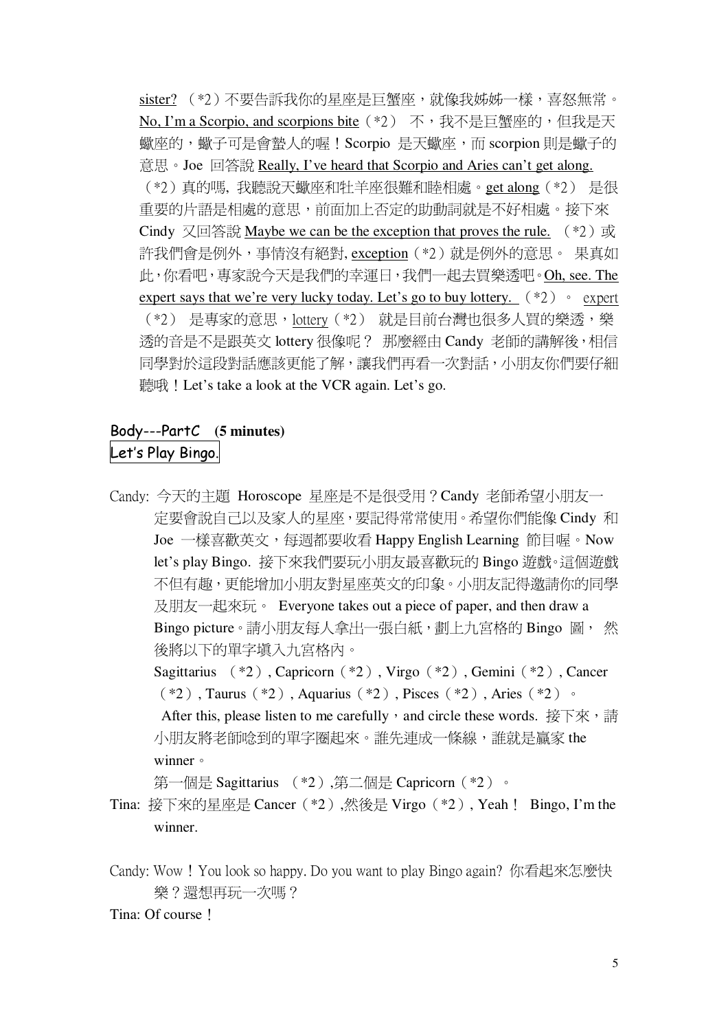sister? （*2）不要告訴我你的星座是巨蟹座，就像我姊姊一樣，喜怒無常。No, I'm a Scorpio, and scorpions bite（*2） 不，我不是巨蟹座的，但我是天蠍座的，蠍子可是會螫人的喔！Scorpio 是天蠍座，而 scorpion 則是蠍子的意思。Joe 回答說 Really, I've heard that Scorpio and Aries can't get along.（*2）真的嗎, 我聽說天蠍座和牡羊座很難和睦相處。get along（*2） 是很重要的片語是相處的意思，前面加上否定的助動詞就是不好相處。接下來 Cindy 又回答說 Maybe we can be the exception that proves the rule. （*2）或許我們會是例外，事情沒有絕對, exception（*2）就是例外的意思。 果真如此，你看吧，專家說今天是我們的幸運日，我們一起去買樂透吧。Oh, see. The expert says that we're very lucky today. Let's go to buy lottery. （*2）。 expert（*2） 是專家的意思，lottery（*2） 就是目前台灣也很多人買的樂透，樂透的音是不是跟英文 lottery 很像呢？ 那麼經由 Candy 老師的講解後，相信同學對於這段對話應該更能了解，讓我們再看一次對話，小朋友你們要仔細聽哦！Let's take a look at the VCR again. Let's go.

## Body---PartC (5 minutes)

Let's Play Bingo.

Candy: 今天的主題 Horoscope 星座是不是很受用？Candy 老師希望小朋友一定要會說自己以及家人的星座，要記得常常使用。希望你們能像 Cindy 和 Joe 一樣喜歡英文，每週都要收看 Happy English Learning 節目喔。Now let's play Bingo. 接下來我們要玩小朋友最喜歡玩的 Bingo 遊戲。這個遊戲不但有趣，更能增加小朋友對星座英文的印象。小朋友記得邀請你的同學及朋友一起來玩。 Everyone takes out a piece of paper, and then draw a Bingo picture。請小朋友每人拿出一張白紙，劃上九宮格的 Bingo 圖， 然後將以下的單字填入九宮格內。

Sagittarius （*2）, Capricorn（*2）, Virgo（*2）, Gemini（*2）, Cancer（*2）, Taurus（*2）, Aquarius（*2）, Pisces（*2）, Aries（*2）。

After this, please listen to me carefully，and circle these words. 接下來，請小朋友將老師唸到的單字圈起來。誰先連成一條線，誰就是贏家 the winner。

第一個是 Sagittarius （*2）,第二個是 Capricorn（*2）。

Tina: 接下來的星座是 Cancer（*2）,然後是 Virgo（*2）, Yeah！ Bingo, I'm the winner.

Candy: Wow！You look so happy. Do you want to play Bingo again? 你看起來怎麼快樂？還想再玩一次嗎？

Tina: Of course！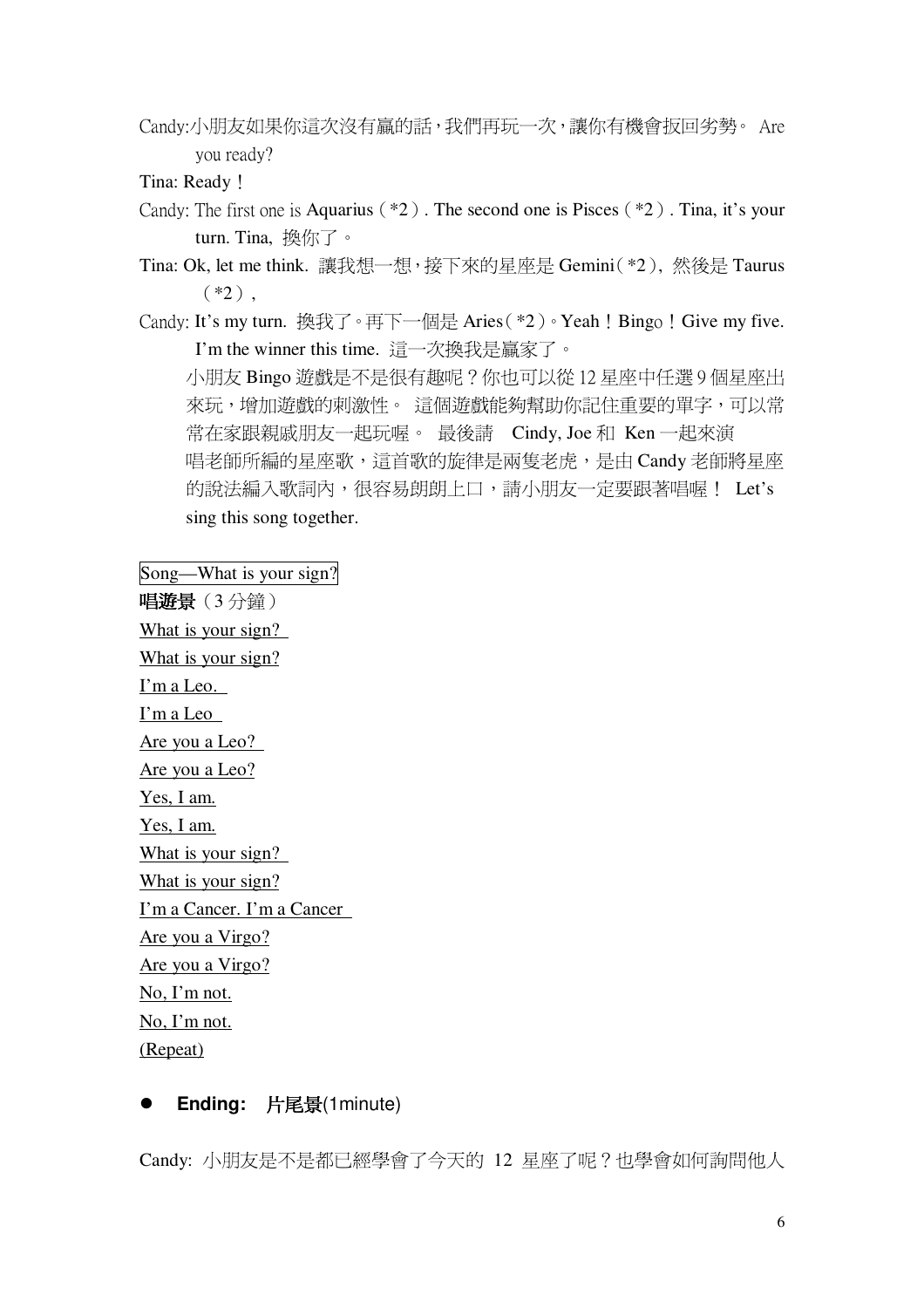Candy:小朋友如果你這次沒有贏的話，我們再玩一次，讓你有機會扳回劣勢。 Are you ready?

Tina: Ready！

Candy: The first one is Aquarius（*2）. The second one is Pisces（*2）. Tina, it's your turn. Tina, 換你了。

Tina: Ok, let me think. 讓我想一想，接下來的星座是 Gemini（*2）, 然後是 Taurus（*2）,

Candy: It's my turn. 換我了。再下一個是 Aries（*2）。Yeah！Bingo！Give my five. I'm the winner this time. 這一次換我是贏家了。

小朋友 Bingo 遊戲是不是很有趣呢？你也可以從 12 星座中任選 9 個星座出來玩，增加遊戲的刺激性。 這個遊戲能夠幫助你記住重要的單字，可以常常在家跟親戚朋友一起玩喔。 最後請 Cindy, Joe 和 Ken 一起來演唱老師所編的星座歌，這首歌的旋律是兩隻老虎，是由 Candy 老師將星座的說法編入歌詞內，很容易朗朗上口，請小朋友一定要跟著唱喔！ Let's sing this song together.

Song—What is your sign?

**唱遊景**（3 分鐘）

What is your sign?
What is your sign?
I'm a Leo.
I'm a Leo
Are you a Leo?
Are you a Leo?
Yes, I am.
Yes, I am.
What is your sign?
What is your sign?
I'm a Cancer. I'm a Cancer
Are you a Virgo?
Are you a Virgo?
No, I'm not.
No, I'm not.
(Repeat)

- **Ending: 片尾景**(1minute)

Candy: 小朋友是不是都已經學會了今天的 12 星座了呢？也學會如何詢問他人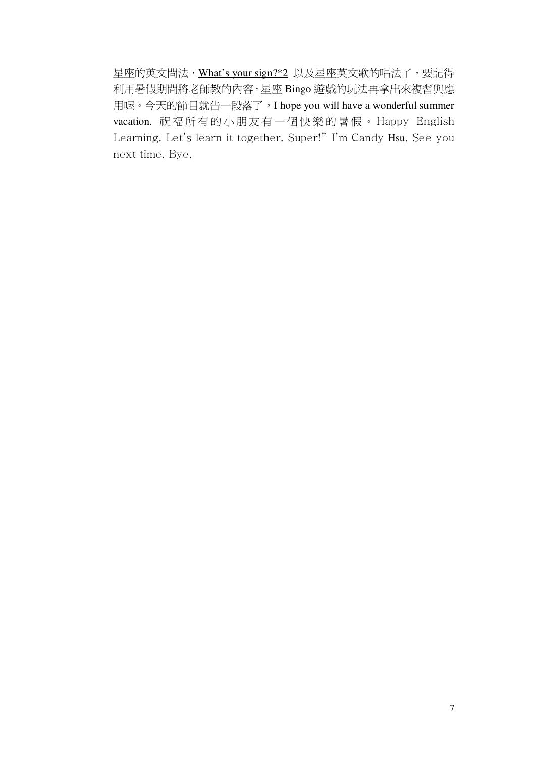星座的英文問法，<u>What's your sign?*2</u> 以及星座英文歌的唱法了，要記得利用暑假期間將老師教的內容，星座 Bingo 遊戲的玩法再拿出來複習與應用喔。今天的節目就告一段落了，I hope you will have a wonderful summer vacation. 祝福所有的小朋友有一個快樂的暑假。Happy English Learning. Let's learn it together. Super!" I'm Candy Hsu. See you next time. Bye.